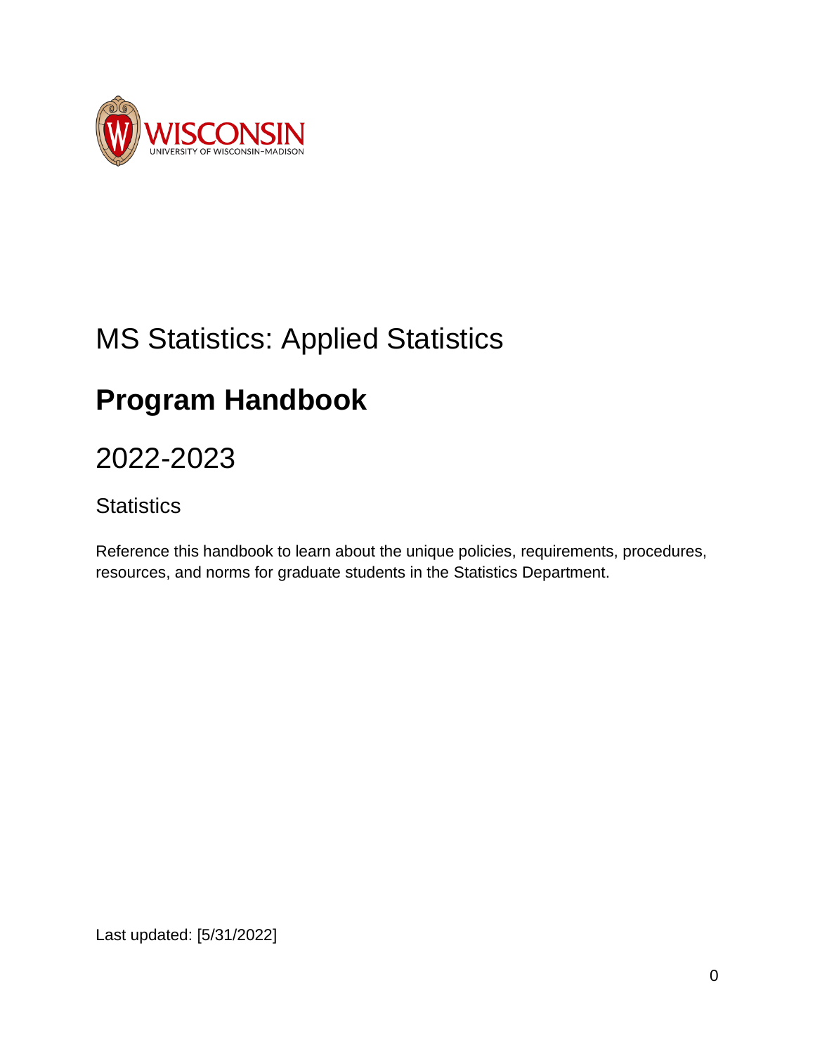WISCONSIN

UNIVERSITY OF WISCONSIN–MADISON

# MS Statistics: Applied Statistics

# **Program Handbook**

## 2022-2023

### Statistics

Reference this handbook to learn about the unique policies, requirements, procedures, resources, and norms for graduate students in the Statistics Department.

Last updated: [5/31/2022]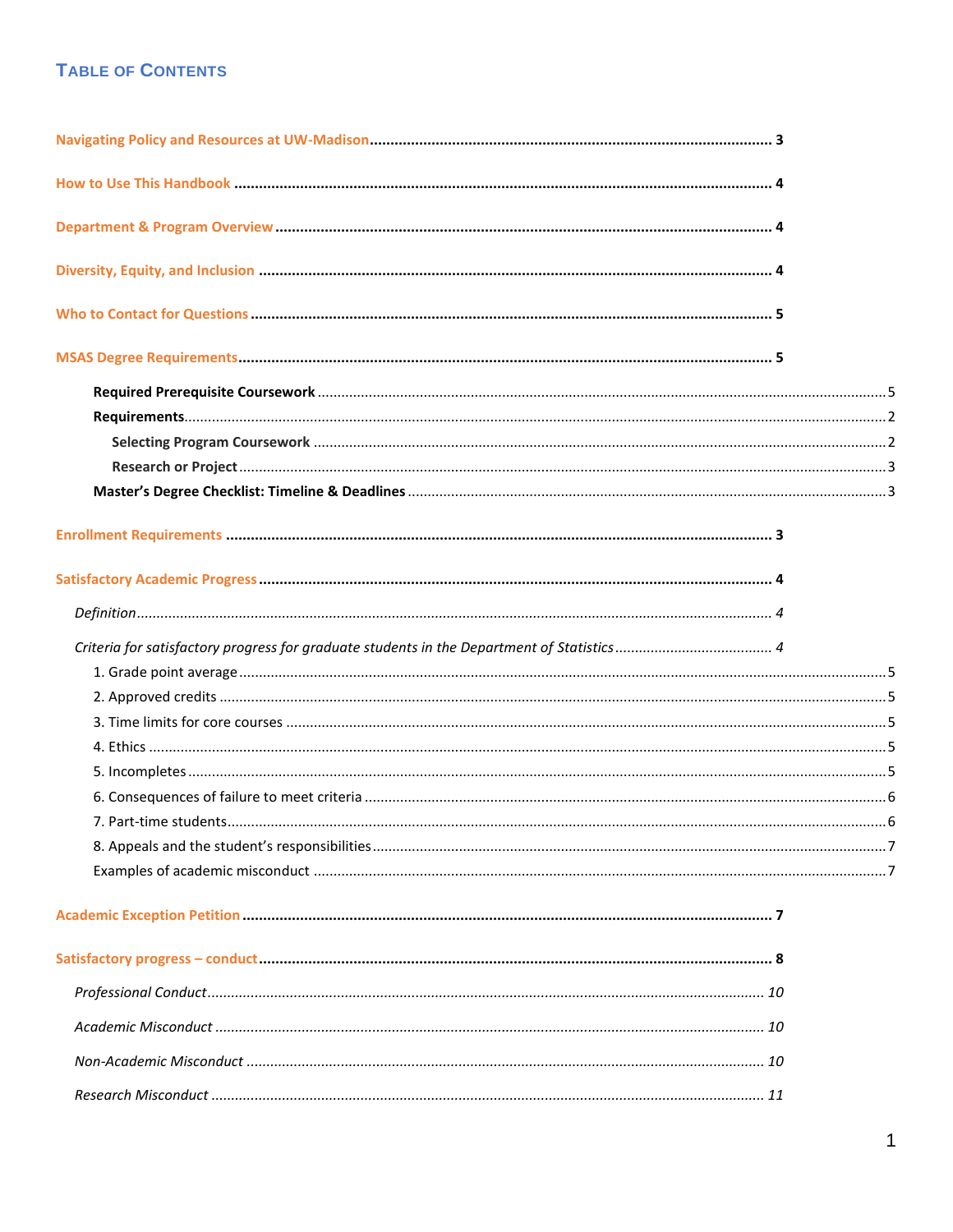## TABLE OF CONTENTS

Navigating Policy and Resources at UW-Madison ..... 3

How to Use This Handbook ..... 4

Department & Program Overview ..... 4

Diversity, Equity, and Inclusion ..... 4

Who to Contact for Questions ..... 5

MSAS Degree Requirements ..... 5

- **Required Prerequisite Coursework** ..... 5
- **Requirements** ..... 2
  - **Selecting Program Coursework** ..... 2
  - **Research or Project** ..... 3
- **Master's Degree Checklist: Timeline & Deadlines** ..... 3

Enrollment Requirements ..... 3

Satisfactory Academic Progress ..... 4

- *Definition* ..... *4*
- *Criteria for satisfactory progress for graduate students in the Department of Statistics* ..... *4*
  - 1. Grade point average ..... 5
  - 2. Approved credits ..... 5
  - 3. Time limits for core courses ..... 5
  - 4. Ethics ..... 5
  - 5. Incompletes ..... 5
  - 6. Consequences of failure to meet criteria ..... 6
  - 7. Part-time students ..... 6
  - 8. Appeals and the student's responsibilities ..... 7
  - Examples of academic misconduct ..... 7

Academic Exception Petition ..... 7

Satisfactory progress – conduct ..... 8

- *Professional Conduct* ..... *10*
- *Academic Misconduct* ..... *10*
- *Non-Academic Misconduct* ..... *10*
- *Research Misconduct* ..... *11*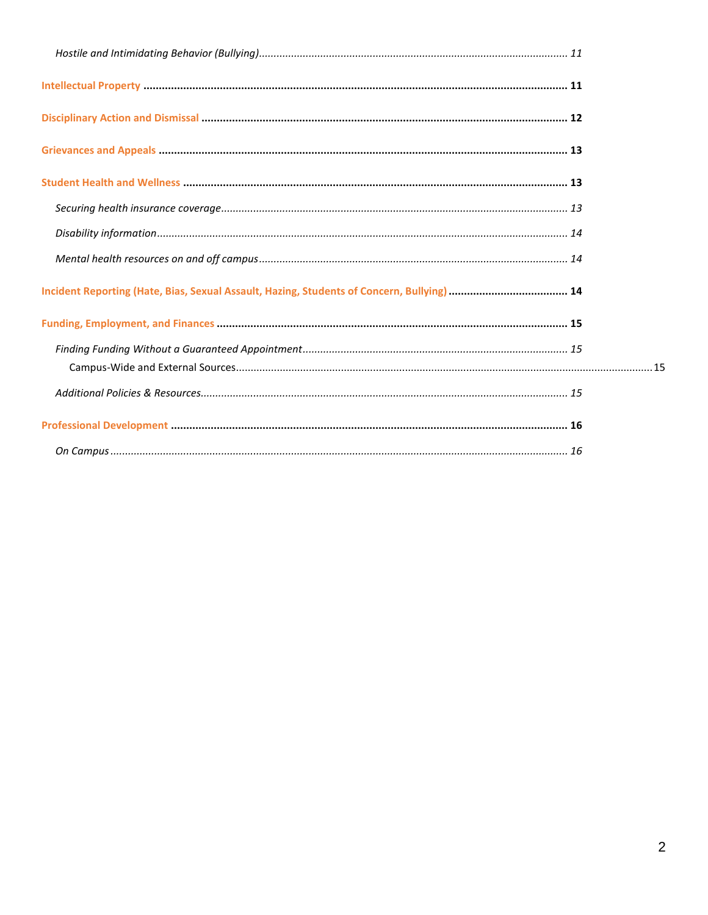*Hostile and Intimidating Behavior (Bullying)* ........ *11*

**Intellectual Property** ........ **11**

**Disciplinary Action and Dismissal** ........ **12**

**Grievances and Appeals** ........ **13**

**Student Health and Wellness** ........ **13**

*Securing health insurance coverage* ........ *13*

*Disability information* ........ *14*

*Mental health resources on and off campus* ........ *14*

**Incident Reporting (Hate, Bias, Sexual Assault, Hazing, Students of Concern, Bullying)** ........ **14**

**Funding, Employment, and Finances** ........ **15**

*Finding Funding Without a Guaranteed Appointment* ........ *15*

Campus-Wide and External Sources ........ 15

*Additional Policies & Resources* ........ *15*

**Professional Development** ........ **16**

*On Campus* ........ *16*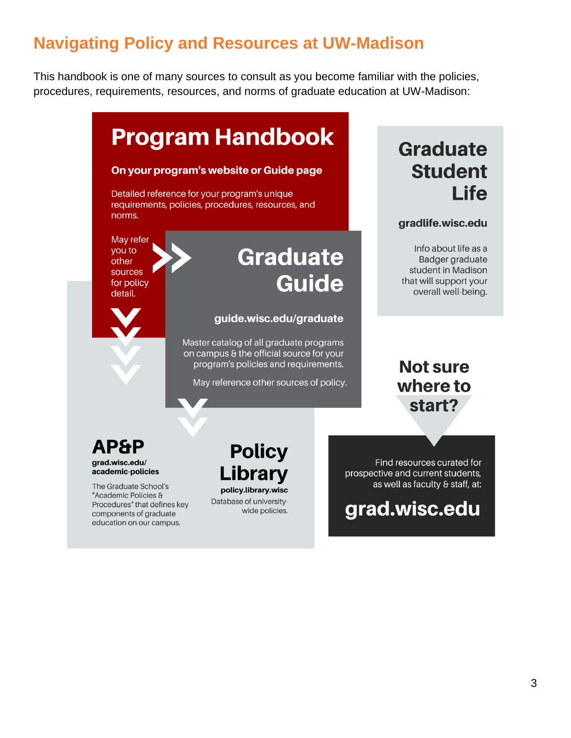## Navigating Policy and Resources at UW-Madison

This handbook is one of many sources to consult as you become familiar with the policies, procedures, requirements, resources, and norms of graduate education at UW-Madison:

### Program Handbook

**On your program's website or Guide page**

Detailed reference for your program's unique requirements, policies, procedures, resources, and norms.

May refer you to other sources for policy detail.

### Graduate Guide

**guide.wisc.edu/graduate**

Master catalog of all graduate programs on campus & the official source for your program's policies and requirements.

May reference other sources of policy.

### Graduate Student Life

**gradlife.wisc.edu**

Info about life as a Badger graduate student in Madison that will support your overall well-being.

### AP&P

**grad.wisc.edu/academic-policies**

The Graduate School's "Academic Policies & Procedures" that defines key components of graduate education on our campus.

### Policy Library

**policy.library.wisc**

Database of university-wide policies.

### Not sure where to start?

Find resources curated for prospective and current students, as well as faculty & staff, at:

**grad.wisc.edu**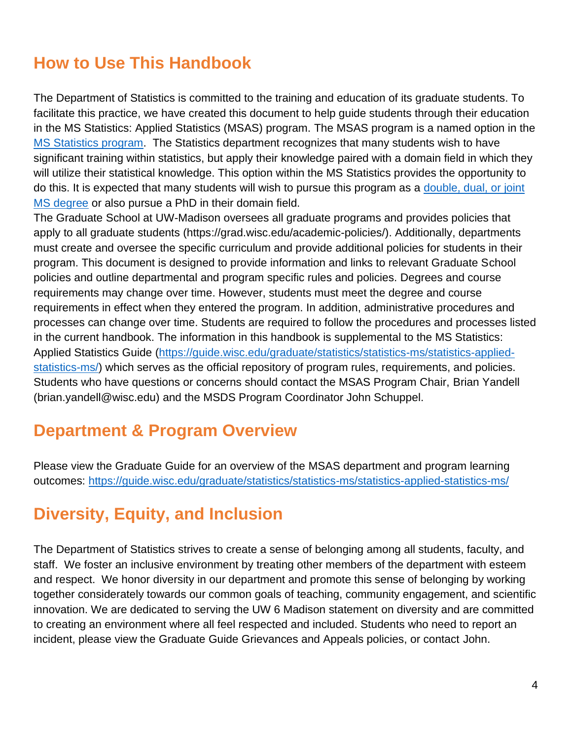## How to Use This Handbook

The Department of Statistics is committed to the training and education of its graduate students. To facilitate this practice, we have created this document to help guide students through their education in the MS Statistics: Applied Statistics (MSAS) program. The MSAS program is a named option in the [MS Statistics program](). The Statistics department recognizes that many students wish to have significant training within statistics, but apply their knowledge paired with a domain field in which they will utilize their statistical knowledge. This option within the MS Statistics provides the opportunity to do this. It is expected that many students will wish to pursue this program as a [double, dual, or joint MS degree]() or also pursue a PhD in their domain field.

The Graduate School at UW-Madison oversees all graduate programs and provides policies that apply to all graduate students (https://grad.wisc.edu/academic-policies/). Additionally, departments must create and oversee the specific curriculum and provide additional policies for students in their program. This document is designed to provide information and links to relevant Graduate School policies and outline departmental and program specific rules and policies. Degrees and course requirements may change over time. However, students must meet the degree and course requirements in effect when they entered the program. In addition, administrative procedures and processes can change over time. Students are required to follow the procedures and processes listed in the current handbook. The information in this handbook is supplemental to the MS Statistics: Applied Statistics Guide (https://guide.wisc.edu/graduate/statistics/statistics-ms/statistics-applied-statistics-ms/) which serves as the official repository of program rules, requirements, and policies. Students who have questions or concerns should contact the MSAS Program Chair, Brian Yandell (brian.yandell@wisc.edu) and the MSDS Program Coordinator John Schuppel.

## Department & Program Overview

Please view the Graduate Guide for an overview of the MSAS department and program learning outcomes: https://guide.wisc.edu/graduate/statistics/statistics-ms/statistics-applied-statistics-ms/

## Diversity, Equity, and Inclusion

The Department of Statistics strives to create a sense of belonging among all students, faculty, and staff. We foster an inclusive environment by treating other members of the department with esteem and respect. We honor diversity in our department and promote this sense of belonging by working together considerately towards our common goals of teaching, community engagement, and scientific innovation. We are dedicated to serving the UW 6 Madison statement on diversity and are committed to creating an environment where all feel respected and included. Students who need to report an incident, please view the Graduate Guide Grievances and Appeals policies, or contact John.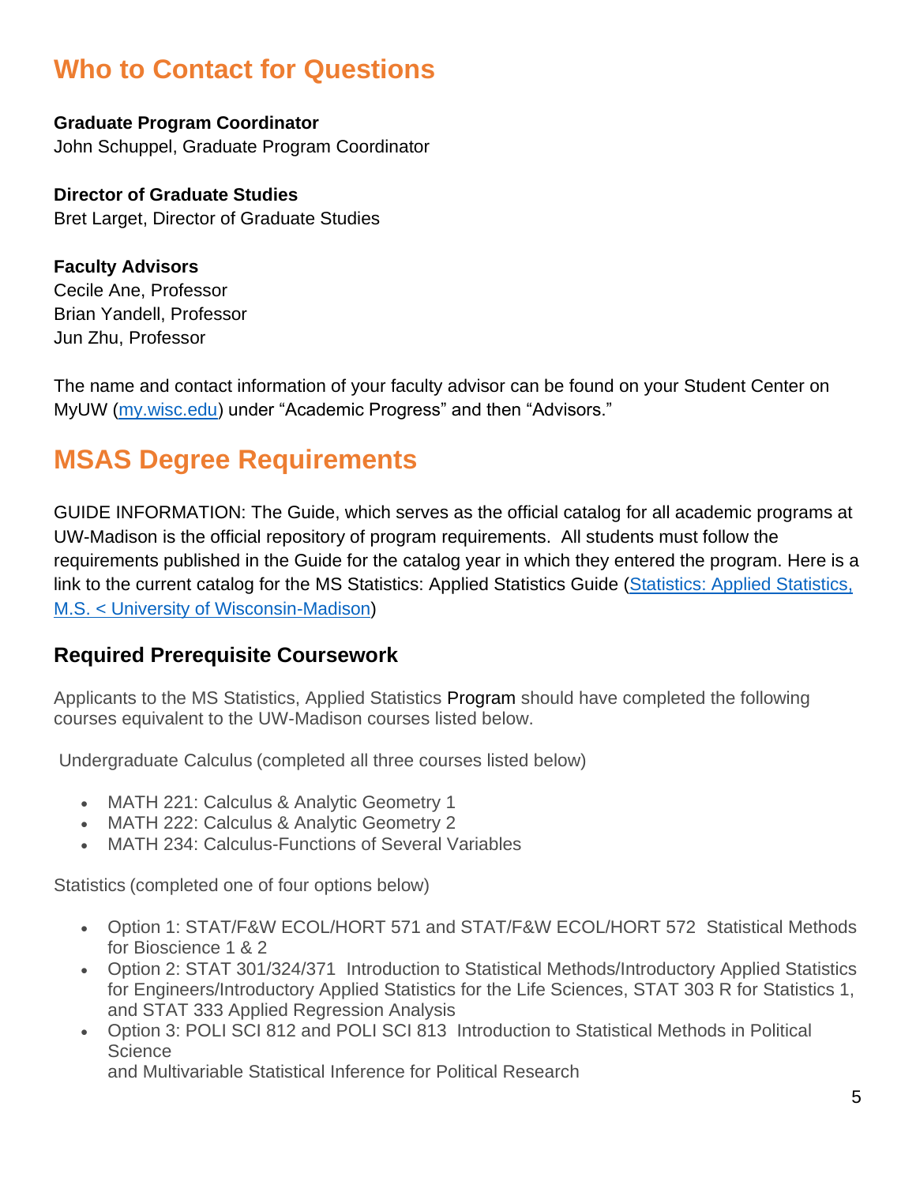## Who to Contact for Questions

**Graduate Program Coordinator**
John Schuppel, Graduate Program Coordinator

**Director of Graduate Studies**
Bret Larget, Director of Graduate Studies

**Faculty Advisors**
Cecile Ane, Professor
Brian Yandell, Professor
Jun Zhu, Professor

The name and contact information of your faculty advisor can be found on your Student Center on MyUW ([my.wisc.edu](my.wisc.edu)) under "Academic Progress" and then "Advisors."

## MSAS Degree Requirements

GUIDE INFORMATION: The Guide, which serves as the official catalog for all academic programs at UW-Madison is the official repository of program requirements. All students must follow the requirements published in the Guide for the catalog year in which they entered the program. Here is a link to the current catalog for the MS Statistics: Applied Statistics Guide ([Statistics: Applied Statistics, M.S. < University of Wisconsin-Madison]())

### Required Prerequisite Coursework

Applicants to the MS Statistics, Applied Statistics Program should have completed the following courses equivalent to the UW-Madison courses listed below.

Undergraduate Calculus (completed all three courses listed below)

- MATH 221: Calculus & Analytic Geometry 1
- MATH 222: Calculus & Analytic Geometry 2
- MATH 234: Calculus-Functions of Several Variables

Statistics (completed one of four options below)

- Option 1: STAT/F&W ECOL/HORT 571 and STAT/F&W ECOL/HORT 572 Statistical Methods for Bioscience 1 & 2
- Option 2: STAT 301/324/371 Introduction to Statistical Methods/Introductory Applied Statistics for Engineers/Introductory Applied Statistics for the Life Sciences, STAT 303 R for Statistics 1, and STAT 333 Applied Regression Analysis
- Option 3: POLI SCI 812 and POLI SCI 813 Introduction to Statistical Methods in Political Science
  and Multivariable Statistical Inference for Political Research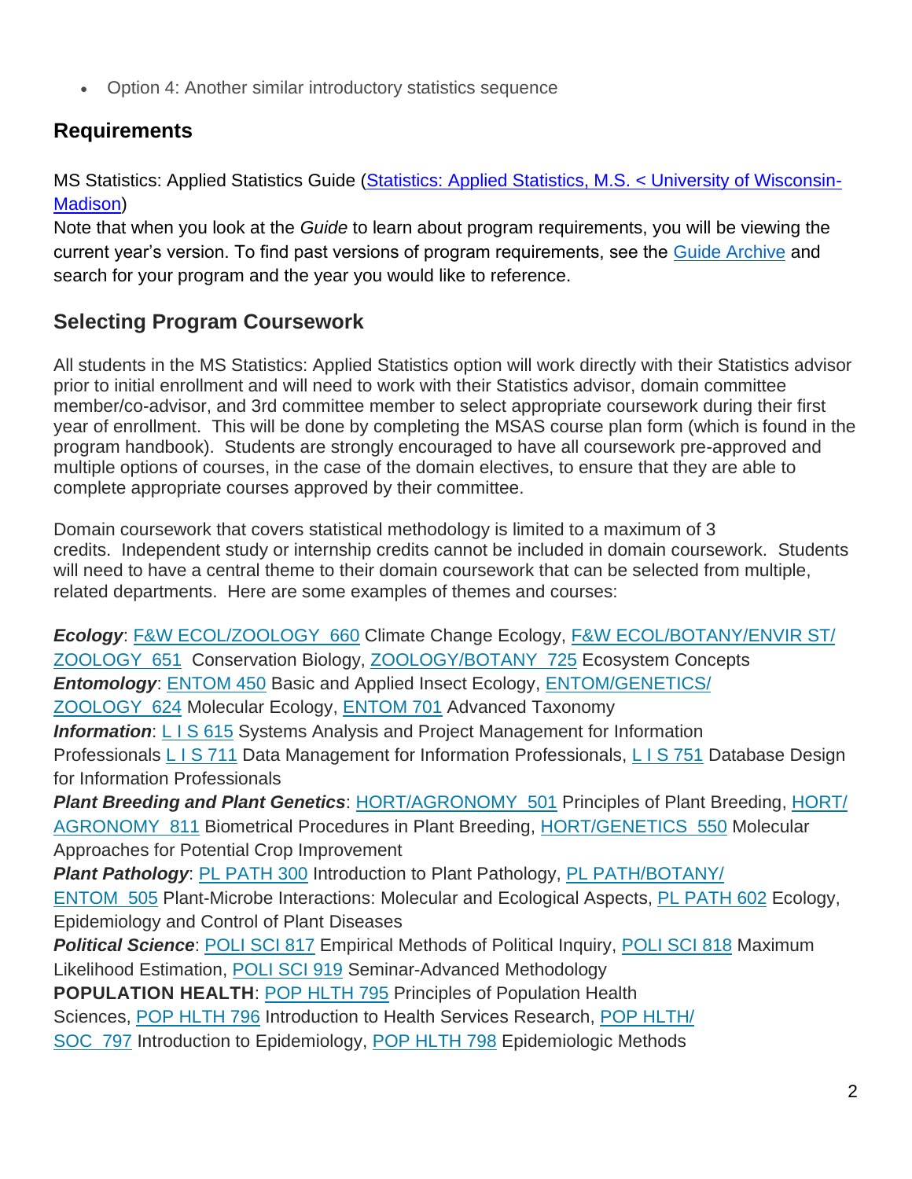- Option 4: Another similar introductory statistics sequence

## Requirements

MS Statistics: Applied Statistics Guide ([Statistics: Applied Statistics, M.S. < University of Wisconsin-Madison])
Note that when you look at the *Guide* to learn about program requirements, you will be viewing the current year's version. To find past versions of program requirements, see the [Guide Archive] and search for your program and the year you would like to reference.

## Selecting Program Coursework

All students in the MS Statistics: Applied Statistics option will work directly with their Statistics advisor prior to initial enrollment and will need to work with their Statistics advisor, domain committee member/co-advisor, and 3rd committee member to select appropriate coursework during their first year of enrollment. This will be done by completing the MSAS course plan form (which is found in the program handbook). Students are strongly encouraged to have all coursework pre-approved and multiple options of courses, in the case of the domain electives, to ensure that they are able to complete appropriate courses approved by their committee.

Domain coursework that covers statistical methodology is limited to a maximum of 3 credits. Independent study or internship credits cannot be included in domain coursework. Students will need to have a central theme to their domain coursework that can be selected from multiple, related departments. Here are some examples of themes and courses:

***Ecology***: F&W ECOL/ZOOLOGY 660 Climate Change Ecology, F&W ECOL/BOTANY/ENVIR ST/ZOOLOGY 651 Conservation Biology, ZOOLOGY/BOTANY 725 Ecosystem Concepts
***Entomology***: ENTOM 450 Basic and Applied Insect Ecology, ENTOM/GENETICS/ZOOLOGY 624 Molecular Ecology, ENTOM 701 Advanced Taxonomy
***Information***: L I S 615 Systems Analysis and Project Management for Information Professionals L I S 711 Data Management for Information Professionals, L I S 751 Database Design for Information Professionals
***Plant Breeding and Plant Genetics***: HORT/AGRONOMY 501 Principles of Plant Breeding, HORT/AGRONOMY 811 Biometrical Procedures in Plant Breeding, HORT/GENETICS 550 Molecular Approaches for Potential Crop Improvement
***Plant Pathology***: PL PATH 300 Introduction to Plant Pathology, PL PATH/BOTANY/ENTOM 505 Plant-Microbe Interactions: Molecular and Ecological Aspects, PL PATH 602 Ecology, Epidemiology and Control of Plant Diseases
***Political Science***: POLI SCI 817 Empirical Methods of Political Inquiry, POLI SCI 818 Maximum Likelihood Estimation, POLI SCI 919 Seminar-Advanced Methodology
**POPULATION HEALTH**: POP HLTH 795 Principles of Population Health Sciences, POP HLTH 796 Introduction to Health Services Research, POP HLTH/SOC 797 Introduction to Epidemiology, POP HLTH 798 Epidemiologic Methods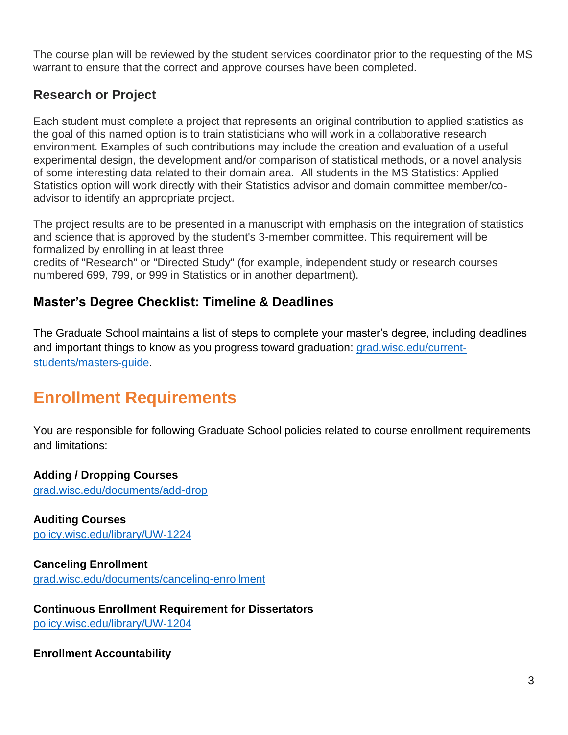The course plan will be reviewed by the student services coordinator prior to the requesting of the MS warrant to ensure that the correct and approve courses have been completed.

### Research or Project

Each student must complete a project that represents an original contribution to applied statistics as the goal of this named option is to train statisticians who will work in a collaborative research environment. Examples of such contributions may include the creation and evaluation of a useful experimental design, the development and/or comparison of statistical methods, or a novel analysis of some interesting data related to their domain area. All students in the MS Statistics: Applied Statistics option will work directly with their Statistics advisor and domain committee member/co-advisor to identify an appropriate project.

The project results are to be presented in a manuscript with emphasis on the integration of statistics and science that is approved by the student's 3-member committee. This requirement will be formalized by enrolling in at least three credits of "Research" or "Directed Study" (for example, independent study or research courses numbered 699, 799, or 999 in Statistics or in another department).

### Master's Degree Checklist: Timeline & Deadlines

The Graduate School maintains a list of steps to complete your master's degree, including deadlines and important things to know as you progress toward graduation: [grad.wisc.edu/current-students/masters-guide](grad.wisc.edu/current-students/masters-guide).

## Enrollment Requirements

You are responsible for following Graduate School policies related to course enrollment requirements and limitations:

**Adding / Dropping Courses**
[grad.wisc.edu/documents/add-drop](grad.wisc.edu/documents/add-drop)

**Auditing Courses**
[policy.wisc.edu/library/UW-1224](policy.wisc.edu/library/UW-1224)

**Canceling Enrollment**
[grad.wisc.edu/documents/canceling-enrollment](grad.wisc.edu/documents/canceling-enrollment)

**Continuous Enrollment Requirement for Dissertators**
[policy.wisc.edu/library/UW-1204](policy.wisc.edu/library/UW-1204)

**Enrollment Accountability**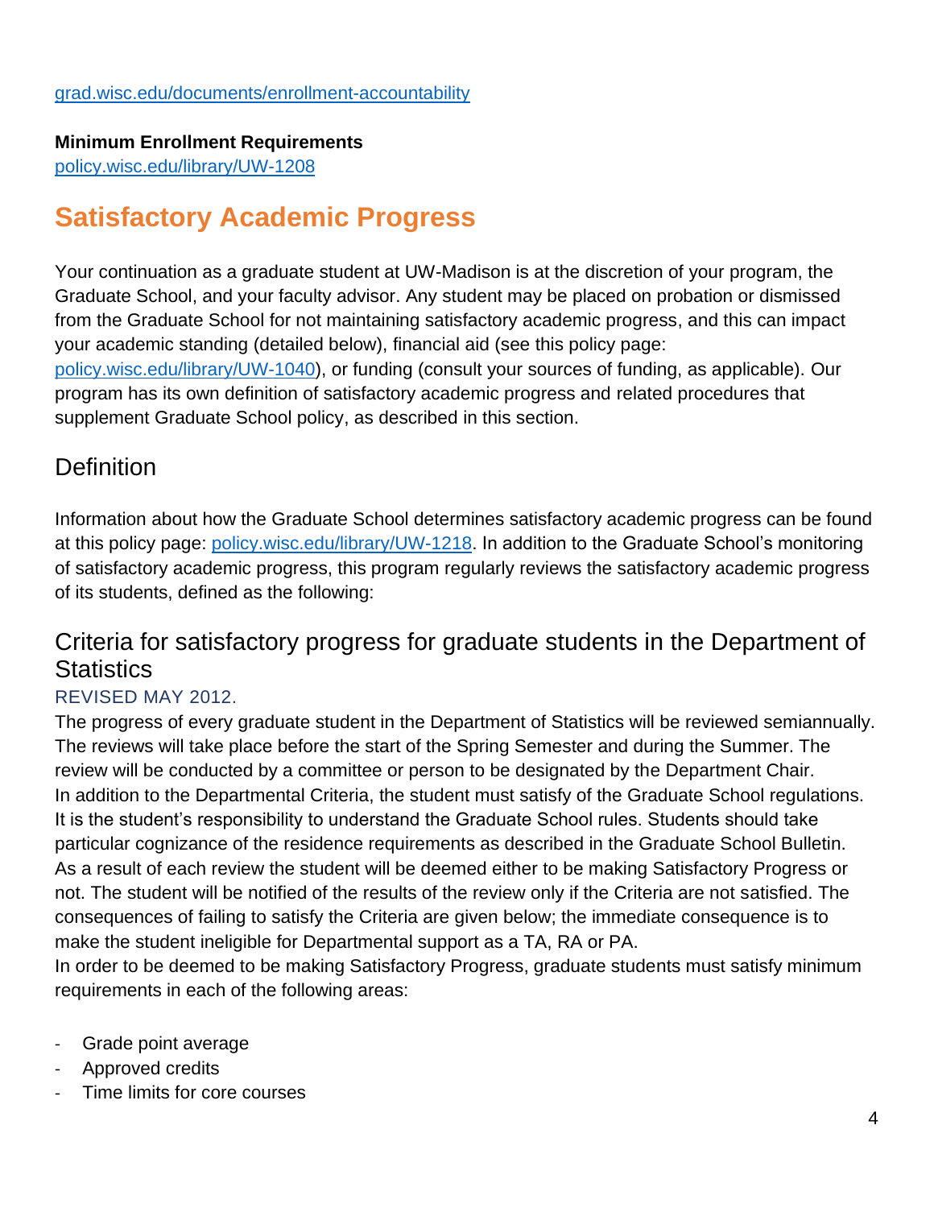grad.wisc.edu/documents/enrollment-accountability

**Minimum Enrollment Requirements**
policy.wisc.edu/library/UW-1208

# Satisfactory Academic Progress

Your continuation as a graduate student at UW-Madison is at the discretion of your program, the Graduate School, and your faculty advisor. Any student may be placed on probation or dismissed from the Graduate School for not maintaining satisfactory academic progress, and this can impact your academic standing (detailed below), financial aid (see this policy page: policy.wisc.edu/library/UW-1040), or funding (consult your sources of funding, as applicable). Our program has its own definition of satisfactory academic progress and related procedures that supplement Graduate School policy, as described in this section.

## Definition

Information about how the Graduate School determines satisfactory academic progress can be found at this policy page: policy.wisc.edu/library/UW-1218. In addition to the Graduate School's monitoring of satisfactory academic progress, this program regularly reviews the satisfactory academic progress of its students, defined as the following:

## Criteria for satisfactory progress for graduate students in the Department of Statistics

### REVISED MAY 2012.

The progress of every graduate student in the Department of Statistics will be reviewed semiannually. The reviews will take place before the start of the Spring Semester and during the Summer. The review will be conducted by a committee or person to be designated by the Department Chair.
In addition to the Departmental Criteria, the student must satisfy of the Graduate School regulations. It is the student's responsibility to understand the Graduate School rules. Students should take particular cognizance of the residence requirements as described in the Graduate School Bulletin.
As a result of each review the student will be deemed either to be making Satisfactory Progress or not. The student will be notified of the results of the review only if the Criteria are not satisfied. The consequences of failing to satisfy the Criteria are given below; the immediate consequence is to make the student ineligible for Departmental support as a TA, RA or PA.
In order to be deemed to be making Satisfactory Progress, graduate students must satisfy minimum requirements in each of the following areas:

- Grade point average
- Approved credits
- Time limits for core courses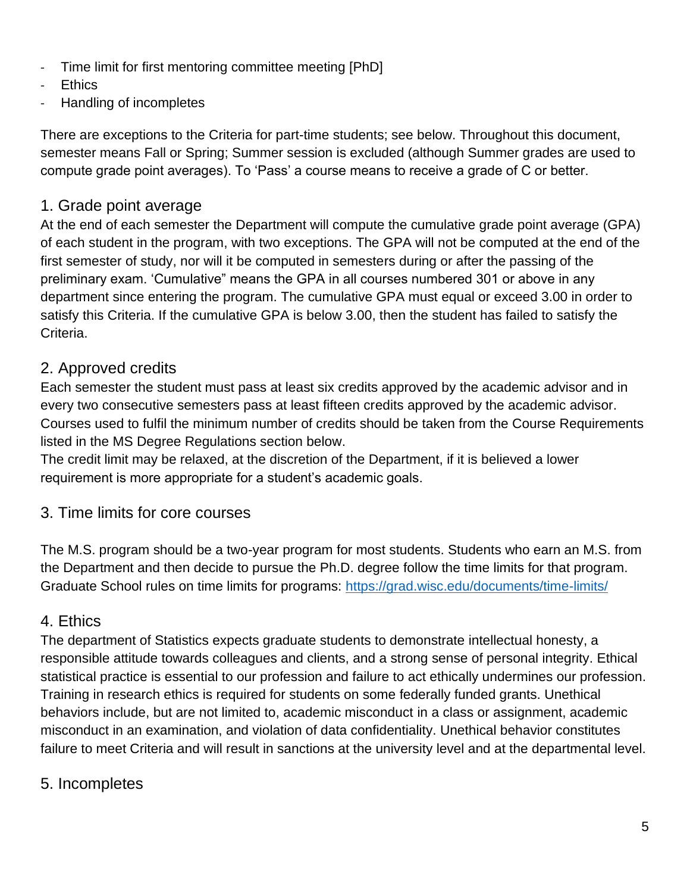- Time limit for first mentoring committee meeting [PhD]
- Ethics
- Handling of incompletes

There are exceptions to the Criteria for part-time students; see below. Throughout this document, semester means Fall or Spring; Summer session is excluded (although Summer grades are used to compute grade point averages). To 'Pass' a course means to receive a grade of C or better.

## 1. Grade point average

At the end of each semester the Department will compute the cumulative grade point average (GPA) of each student in the program, with two exceptions. The GPA will not be computed at the end of the first semester of study, nor will it be computed in semesters during or after the passing of the preliminary exam. 'Cumulative" means the GPA in all courses numbered 301 or above in any department since entering the program. The cumulative GPA must equal or exceed 3.00 in order to satisfy this Criteria. If the cumulative GPA is below 3.00, then the student has failed to satisfy the Criteria.

## 2. Approved credits

Each semester the student must pass at least six credits approved by the academic advisor and in every two consecutive semesters pass at least fifteen credits approved by the academic advisor. Courses used to fulfil the minimum number of credits should be taken from the Course Requirements listed in the MS Degree Regulations section below.

The credit limit may be relaxed, at the discretion of the Department, if it is believed a lower requirement is more appropriate for a student's academic goals.

## 3. Time limits for core courses

The M.S. program should be a two-year program for most students. Students who earn an M.S. from the Department and then decide to pursue the Ph.D. degree follow the time limits for that program. Graduate School rules on time limits for programs: https://grad.wisc.edu/documents/time-limits/

## 4. Ethics

The department of Statistics expects graduate students to demonstrate intellectual honesty, a responsible attitude towards colleagues and clients, and a strong sense of personal integrity. Ethical statistical practice is essential to our profession and failure to act ethically undermines our profession. Training in research ethics is required for students on some federally funded grants. Unethical behaviors include, but are not limited to, academic misconduct in a class or assignment, academic misconduct in an examination, and violation of data confidentiality. Unethical behavior constitutes failure to meet Criteria and will result in sanctions at the university level and at the departmental level.

## 5. Incompletes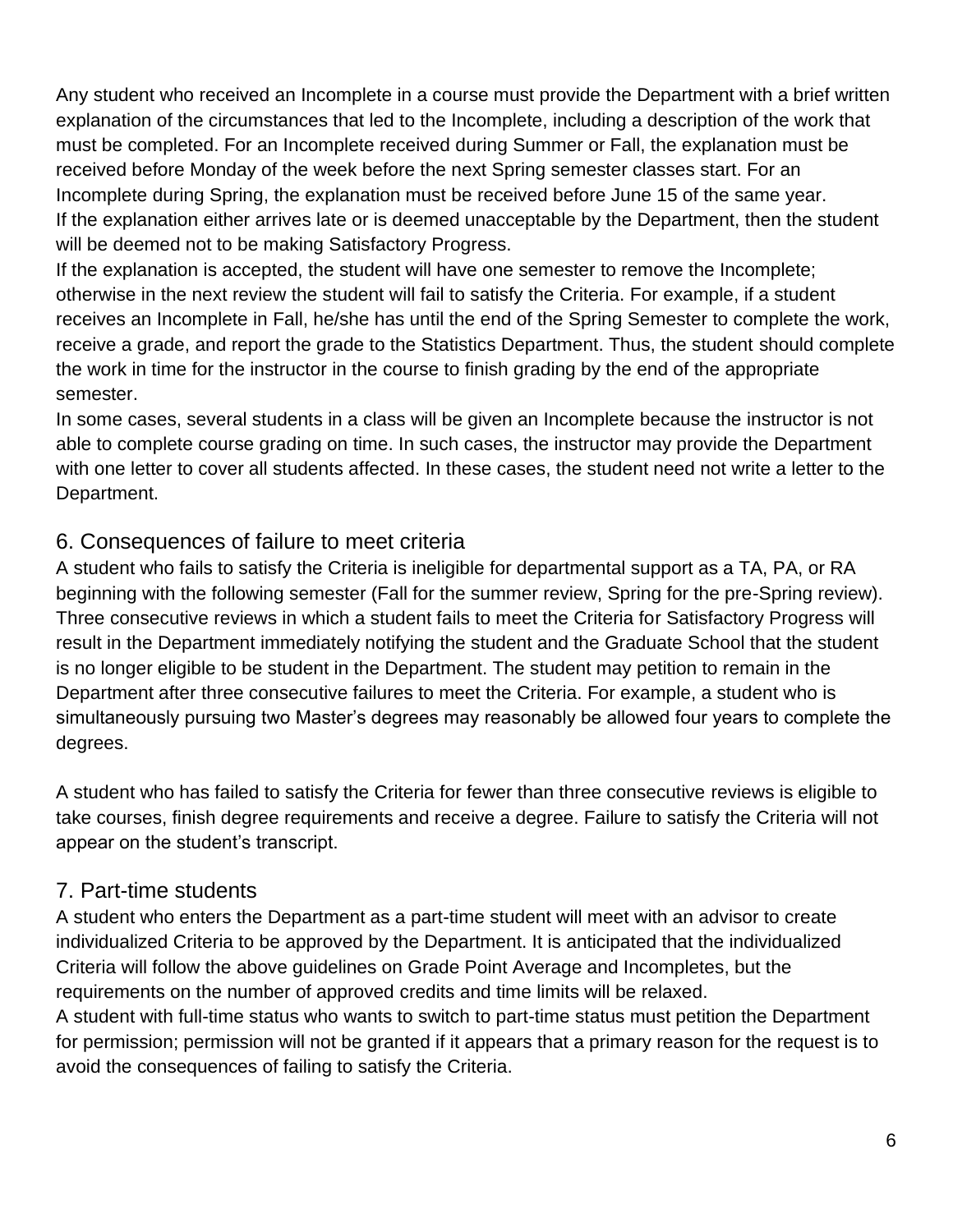Any student who received an Incomplete in a course must provide the Department with a brief written explanation of the circumstances that led to the Incomplete, including a description of the work that must be completed. For an Incomplete received during Summer or Fall, the explanation must be received before Monday of the week before the next Spring semester classes start. For an Incomplete during Spring, the explanation must be received before June 15 of the same year.

If the explanation either arrives late or is deemed unacceptable by the Department, then the student will be deemed not to be making Satisfactory Progress.

If the explanation is accepted, the student will have one semester to remove the Incomplete; otherwise in the next review the student will fail to satisfy the Criteria. For example, if a student receives an Incomplete in Fall, he/she has until the end of the Spring Semester to complete the work, receive a grade, and report the grade to the Statistics Department. Thus, the student should complete the work in time for the instructor in the course to finish grading by the end of the appropriate semester.

In some cases, several students in a class will be given an Incomplete because the instructor is not able to complete course grading on time. In such cases, the instructor may provide the Department with one letter to cover all students affected. In these cases, the student need not write a letter to the Department.

## 6. Consequences of failure to meet criteria

A student who fails to satisfy the Criteria is ineligible for departmental support as a TA, PA, or RA beginning with the following semester (Fall for the summer review, Spring for the pre-Spring review). Three consecutive reviews in which a student fails to meet the Criteria for Satisfactory Progress will result in the Department immediately notifying the student and the Graduate School that the student is no longer eligible to be student in the Department. The student may petition to remain in the Department after three consecutive failures to meet the Criteria. For example, a student who is simultaneously pursuing two Master's degrees may reasonably be allowed four years to complete the degrees.

A student who has failed to satisfy the Criteria for fewer than three consecutive reviews is eligible to take courses, finish degree requirements and receive a degree. Failure to satisfy the Criteria will not appear on the student's transcript.

## 7. Part-time students

A student who enters the Department as a part-time student will meet with an advisor to create individualized Criteria to be approved by the Department. It is anticipated that the individualized Criteria will follow the above guidelines on Grade Point Average and Incompletes, but the requirements on the number of approved credits and time limits will be relaxed.

A student with full-time status who wants switch to part-time status must petition the Department for permission; permission will not be granted if it appears that a primary reason for the request is to avoid the consequences of failing to satisfy the Criteria.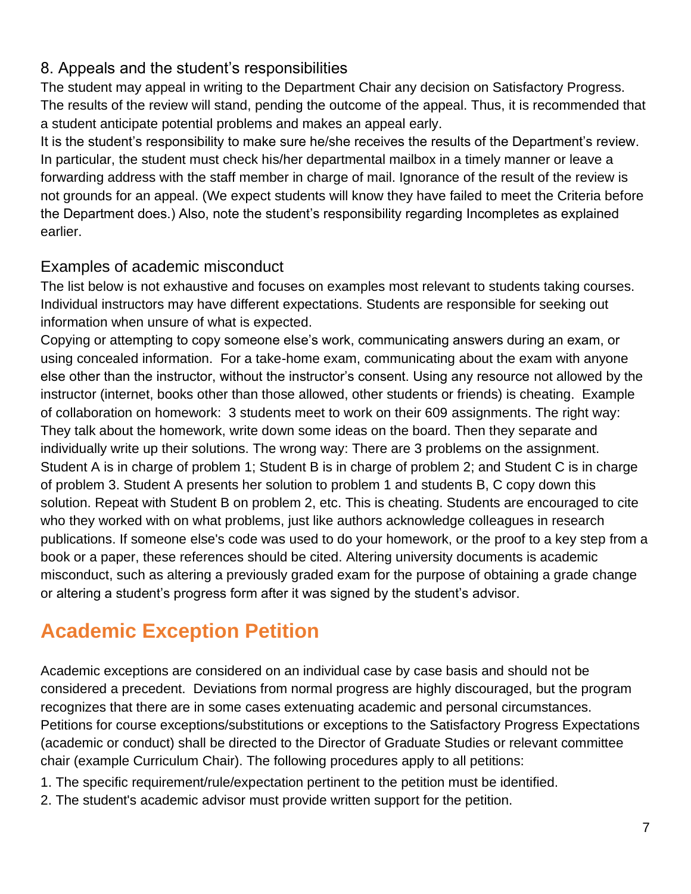### 8. Appeals and the student's responsibilities

The student may appeal in writing to the Department Chair any decision on Satisfactory Progress. The results of the review will stand, pending the outcome of the appeal. Thus, it is recommended that a student anticipate potential problems and makes an appeal early.

It is the student's responsibility to make sure he/she receives the results of the Department's review. In particular, the student must check his/her departmental mailbox in a timely manner or leave a forwarding address with the staff member in charge of mail. Ignorance of the result of the review is not grounds for an appeal. (We expect students will know they have failed to meet the Criteria before the Department does.) Also, note the student's responsibility regarding Incompletes as explained earlier.

### Examples of academic misconduct

The list below is not exhaustive and focuses on examples most relevant to students taking courses. Individual instructors may have different expectations. Students are responsible for seeking out information when unsure of what is expected.

Copying or attempting to copy someone else's work, communicating answers during an exam, or using concealed information. For a take-home exam, communicating about the exam with anyone else other than the instructor, without the instructor's consent. Using any resource not allowed by the instructor (internet, books other than those allowed, other students or friends) is cheating. Example of collaboration on homework: 3 students meet to work on their 609 assignments. The right way: They talk about the homework, write down some ideas on the board. Then they separate and individually write up their solutions. The wrong way: There are 3 problems on the assignment. Student A is in charge of problem 1; Student B is in charge of problem 2; and Student C is in charge of problem 3. Student A presents her solution to problem 1 and students B, C copy down this solution. Repeat with Student B on problem 2, etc. This is cheating. Students are encouraged to cite who they worked with on what problems, just like authors acknowledge colleagues in research publications. If someone else's code was used to do your homework, or the proof to a key step from a book or a paper, these references should be cited. Altering university documents is academic misconduct, such as altering a previously graded exam for the purpose of obtaining a grade change or altering a student's progress form after it was signed by the student's advisor.

## Academic Exception Petition

Academic exceptions are considered on an individual case by case basis and should not be considered a precedent. Deviations from normal progress are highly discouraged, but the program recognizes that there are in some cases extenuating academic and personal circumstances. Petitions for course exceptions/substitutions or exceptions to the Satisfactory Progress Expectations (academic or conduct) shall be directed to the Director of Graduate Studies or relevant committee chair (example Curriculum Chair). The following procedures apply to all petitions:

1. The specific requirement/rule/expectation pertinent to the petition must be identified.
2. The student's academic advisor must provide written support for the petition.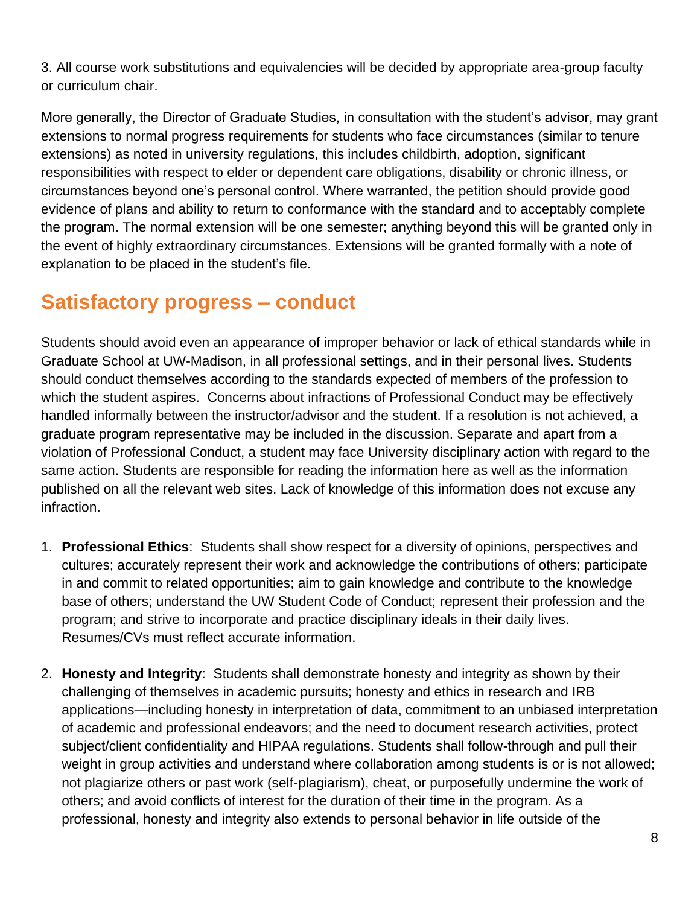3. All course work substitutions and equivalencies will be decided by appropriate area-group faculty or curriculum chair.

More generally, the Director of Graduate Studies, in consultation with the student's advisor, may grant extensions to normal progress requirements for students who face circumstances (similar to tenure extensions) as noted in university regulations, this includes childbirth, adoption, significant responsibilities with respect to elder or dependent care obligations, disability or chronic illness, or circumstances beyond one's personal control. Where warranted, the petition should provide good evidence of plans and ability to return to conformance with the standard and to acceptably complete the program. The normal extension will be one semester; anything beyond this will be granted only in the event of highly extraordinary circumstances. Extensions will be granted formally with a note of explanation to be placed in the student's file.

## Satisfactory progress – conduct

Students should avoid even an appearance of improper behavior or lack of ethical standards while in Graduate School at UW-Madison, in all professional settings, and in their personal lives. Students should conduct themselves according to the standards expected of members of the profession to which the student aspires. Concerns about infractions of Professional Conduct may be effectively handled informally between the instructor/advisor and the student. If a resolution is not achieved, a graduate program representative may be included in the discussion. Separate and apart from a violation of Professional Conduct, a student may face University disciplinary action with regard to the same action. Students are responsible for reading the information here as well as the information published on all the relevant web sites. Lack of knowledge of this information does not excuse any infraction.

1. **Professional Ethics**: Students shall show respect for a diversity of opinions, perspectives and cultures; accurately represent their work and acknowledge the contributions of others; participate in and commit to related opportunities; aim to gain knowledge and contribute to the knowledge base of others; understand the UW Student Code of Conduct; represent their profession and the program; and strive to incorporate and practice disciplinary ideals in their daily lives. Resumes/CVs must reflect accurate information.

2. **Honesty and Integrity**: Students shall demonstrate honesty and integrity as shown by their challenging of themselves in academic pursuits; honesty and ethics in research and IRB applications—including honesty in interpretation of data, commitment to an unbiased interpretation of academic and professional endeavors; and the need to document research activities, protect subject/client confidentiality and HIPAA regulations. Students shall follow-through and pull their weight in group activities and understand where collaboration among students is or is not allowed; not plagiarize others or past work (self-plagiarism), cheat, or purposefully undermine the work of others; and avoid conflicts of interest for the duration of their time in the program. As a professional, honesty and integrity also extends to personal behavior in life outside of the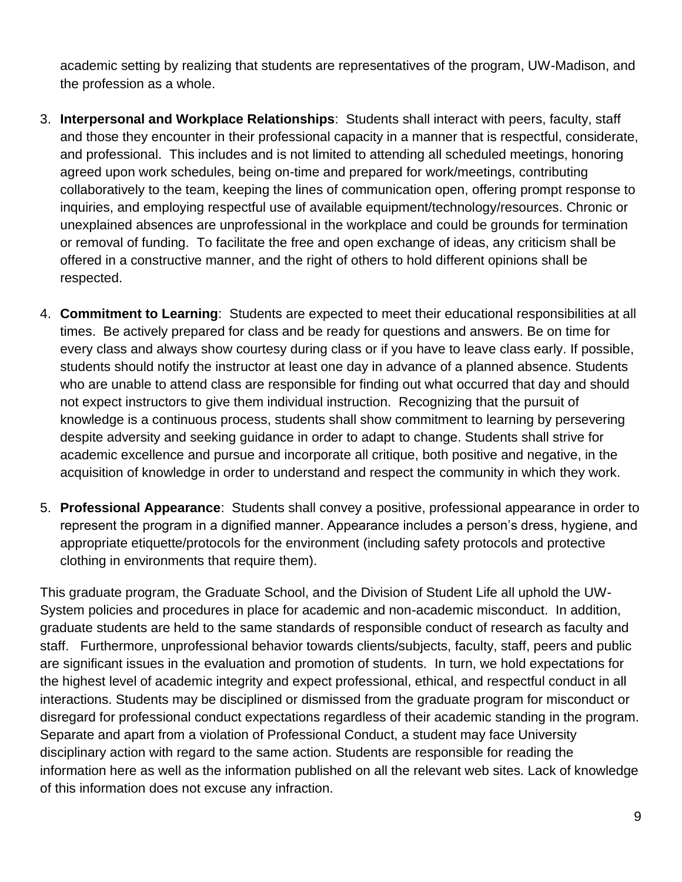academic setting by realizing that students are representatives of the program, UW-Madison, and the profession as a whole.

3. **Interpersonal and Workplace Relationships**: Students shall interact with peers, faculty, staff and those they encounter in their professional capacity in a manner that is respectful, considerate, and professional. This includes and is not limited to attending all scheduled meetings, honoring agreed upon work schedules, being on-time and prepared for work/meetings, contributing collaboratively to the team, keeping the lines of communication open, offering prompt response to inquiries, and employing respectful use of available equipment/technology/resources. Chronic or unexplained absences are unprofessional in the workplace and could be grounds for termination or removal of funding. To facilitate the free and open exchange of ideas, any criticism shall be offered in a constructive manner, and the right of others to hold different opinions shall be respected.

4. **Commitment to Learning**: Students are expected to meet their educational responsibilities at all times. Be actively prepared for class and be ready for questions and answers. Be on time for every class and always show courtesy during class or if you have to leave class early. If possible, students should notify the instructor at least one day in advance of a planned absence. Students who are unable to attend class are responsible for finding out what occurred that day and should not expect instructors to give them individual instruction. Recognizing that the pursuit of knowledge is a continuous process, students shall show commitment to learning by persevering despite adversity and seeking guidance in order to adapt to change. Students shall strive for academic excellence and pursue and incorporate all critique, both positive and negative, in the acquisition of knowledge in order to understand and respect the community in which they work.

5. **Professional Appearance**: Students shall convey a positive, professional appearance in order to represent the program in a dignified manner. Appearance includes a person's dress, hygiene, and appropriate etiquette/protocols for the environment (including safety protocols and protective clothing in environments that require them).

This graduate program, the Graduate School, and the Division of Student Life all uphold the UW-System policies and procedures in place for academic and non-academic misconduct. In addition, graduate students are held to the same standards of responsible conduct of research as faculty and staff. Furthermore, unprofessional behavior towards clients/subjects, faculty, staff, peers and public are significant issues in the evaluation and promotion of students. In turn, we hold expectations for the highest level of academic integrity and expect professional, ethical, and respectful conduct in all interactions. Students may be disciplined or dismissed from the graduate program for misconduct or disregard for professional conduct expectations regardless of their academic standing in the program. Separate and apart from a violation of Professional Conduct, a student may face University disciplinary action with regard to the same action. Students are responsible for reading the information here as well as the information published on all the relevant web sites. Lack of knowledge of this information does not excuse any infraction.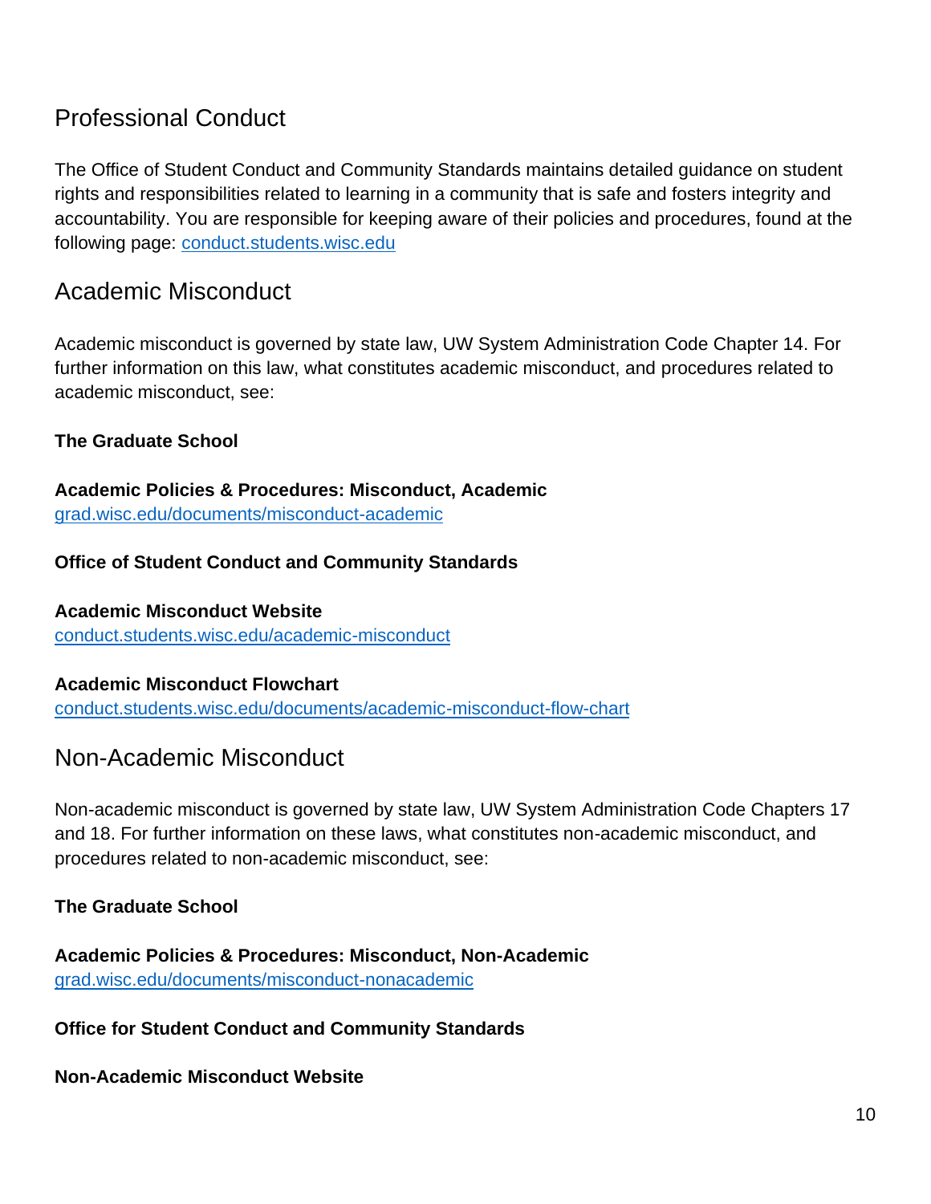## Professional Conduct

The Office of Student Conduct and Community Standards maintains detailed guidance on student rights and responsibilities related to learning in a community that is safe and fosters integrity and accountability. You are responsible for keeping aware of their policies and procedures, found at the following page: [conduct.students.wisc.edu](https://conduct.students.wisc.edu)

## Academic Misconduct

Academic misconduct is governed by state law, UW System Administration Code Chapter 14. For further information on this law, what constitutes academic misconduct, and procedures related to academic misconduct, see:

**The Graduate School**

**Academic Policies & Procedures: Misconduct, Academic**
[grad.wisc.edu/documents/misconduct-academic](https://grad.wisc.edu/documents/misconduct-academic)

**Office of Student Conduct and Community Standards**

**Academic Misconduct Website**
[conduct.students.wisc.edu/academic-misconduct](https://conduct.students.wisc.edu/academic-misconduct)

**Academic Misconduct Flowchart**
[conduct.students.wisc.edu/documents/academic-misconduct-flow-chart](https://conduct.students.wisc.edu/documents/academic-misconduct-flow-chart)

## Non-Academic Misconduct

Non-academic misconduct is governed by state law, UW System Administration Code Chapters 17 and 18. For further information on these laws, what constitutes non-academic misconduct, and procedures related to non-academic misconduct, see:

**The Graduate School**

**Academic Policies & Procedures: Misconduct, Non-Academic**
[grad.wisc.edu/documents/misconduct-nonacademic](https://grad.wisc.edu/documents/misconduct-nonacademic)

**Office for Student Conduct and Community Standards**

**Non-Academic Misconduct Website**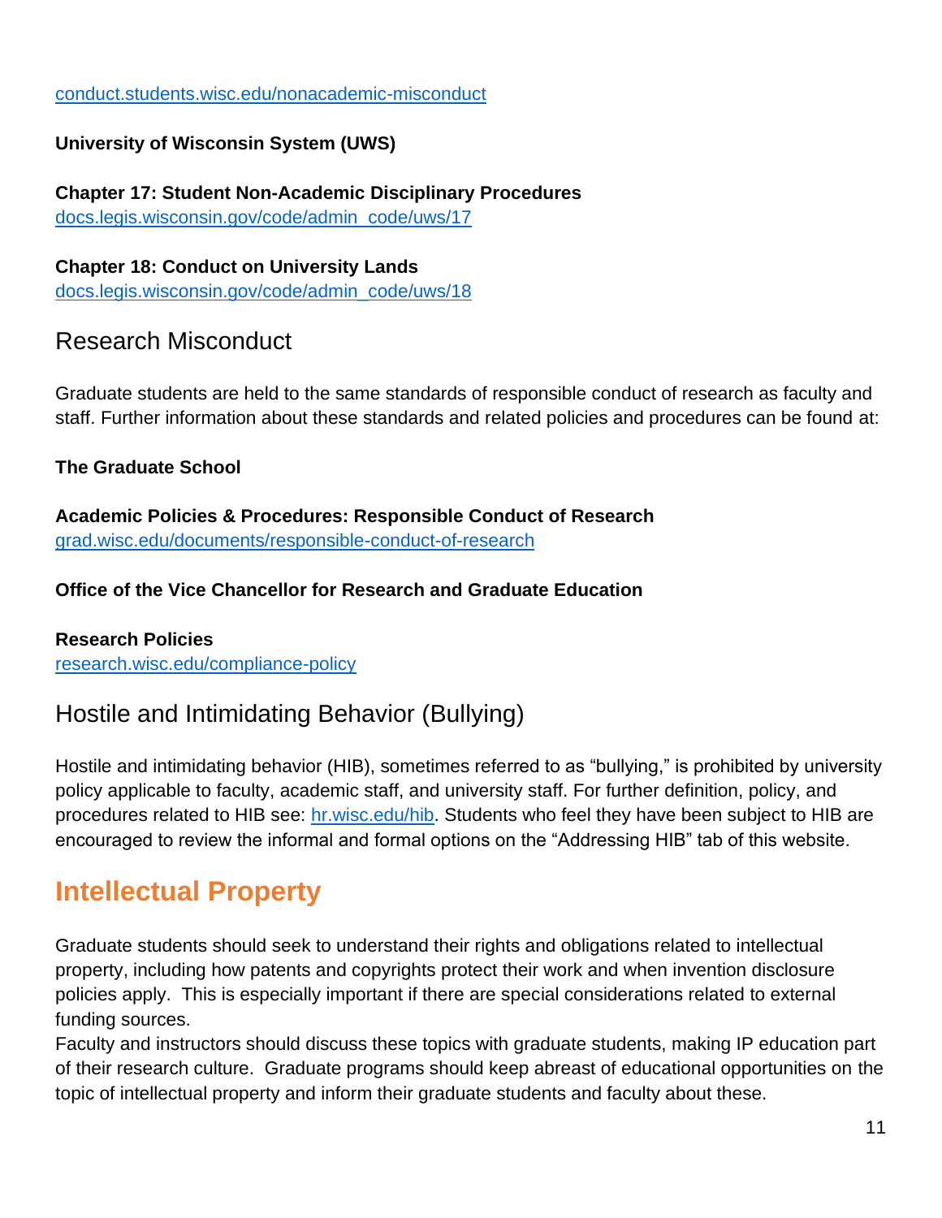[conduct.students.wisc.edu/nonacademic-misconduct](https://conduct.students.wisc.edu/nonacademic-misconduct)

**University of Wisconsin System (UWS)**

**Chapter 17: Student Non-Academic Disciplinary Procedures**
[docs.legis.wisconsin.gov/code/admin_code/uws/17](https://docs.legis.wisconsin.gov/code/admin_code/uws/17)

**Chapter 18: Conduct on University Lands**
[docs.legis.wisconsin.gov/code/admin_code/uws/18](https://docs.legis.wisconsin.gov/code/admin_code/uws/18)

### Research Misconduct

Graduate students are held to the same standards of responsible conduct of research as faculty and staff. Further information about these standards and related policies and procedures can be found at:

**The Graduate School**

**Academic Policies & Procedures: Responsible Conduct of Research**
[grad.wisc.edu/documents/responsible-conduct-of-research](https://grad.wisc.edu/documents/responsible-conduct-of-research)

**Office of the Vice Chancellor for Research and Graduate Education**

**Research Policies**
[research.wisc.edu/compliance-policy](https://research.wisc.edu/compliance-policy)

### Hostile and Intimidating Behavior (Bullying)

Hostile and intimidating behavior (HIB), sometimes referred to as "bullying," is prohibited by university policy applicable to faculty, academic staff, and university staff. For further definition, policy, and procedures related to HIB see: [hr.wisc.edu/hib](https://hr.wisc.edu/hib). Students who feel they have been subject to HIB are encouraged to review the informal and formal options on the "Addressing HIB" tab of this website.

## Intellectual Property

Graduate students should seek to understand their rights and obligations related to intellectual property, including how patents and copyrights protect their work and when invention disclosure policies apply. This is especially important if there are special considerations related to external funding sources.
Faculty and instructors should discuss these topics with graduate students, making IP education part of their research culture. Graduate programs should keep abreast of educational opportunities on the topic of intellectual property and inform their graduate students and faculty about these.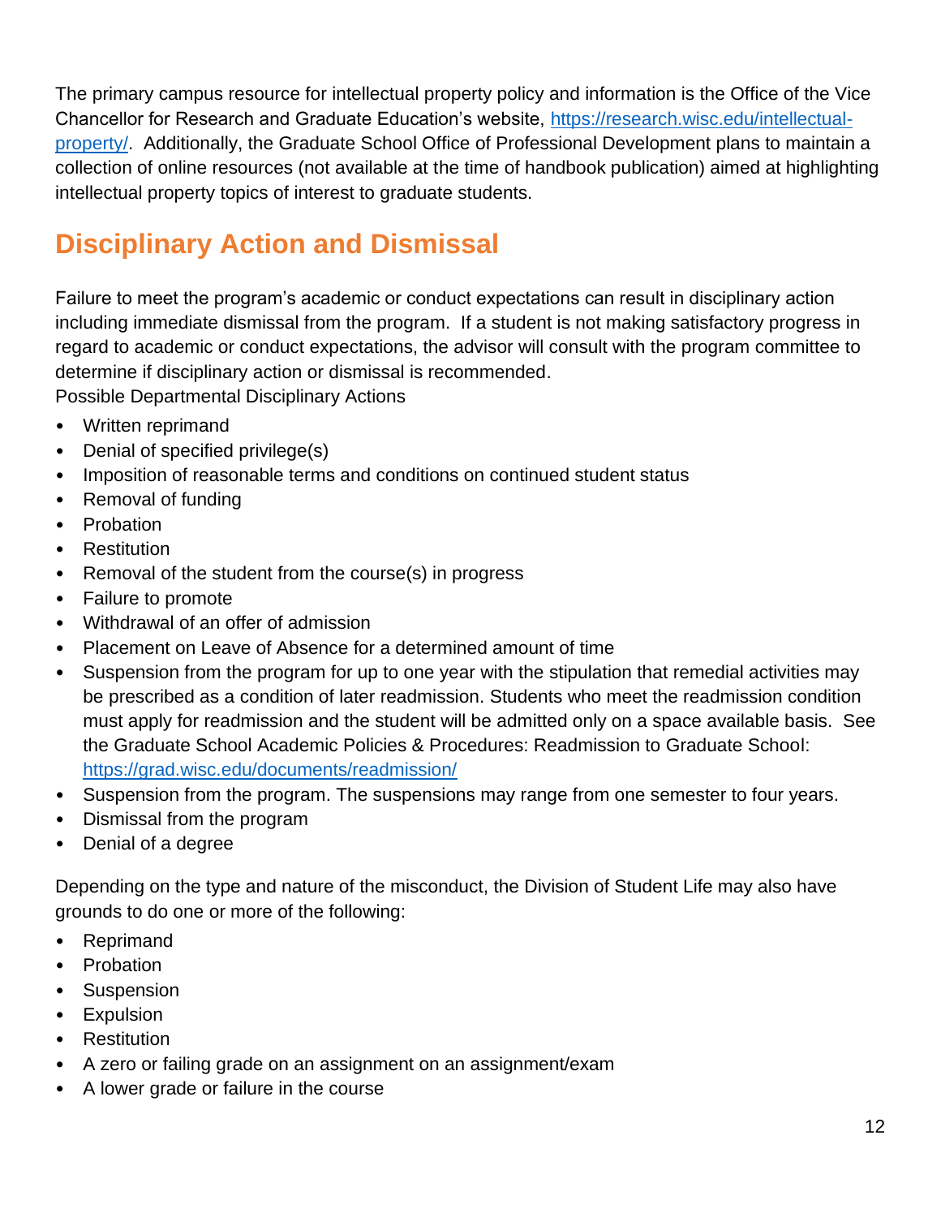The primary campus resource for intellectual property policy and information is the Office of the Vice Chancellor for Research and Graduate Education's website, [https://research.wisc.edu/intellectual-property/](https://research.wisc.edu/intellectual-property/). Additionally, the Graduate School Office of Professional Development plans to maintain a collection of online resources (not available at the time of handbook publication) aimed at highlighting intellectual property topics of interest to graduate students.

## Disciplinary Action and Dismissal

Failure to meet the program's academic or conduct expectations can result in disciplinary action including immediate dismissal from the program. If a student is not making satisfactory progress in regard to academic or conduct expectations, the advisor will consult with the program committee to determine if disciplinary action or dismissal is recommended.

Possible Departmental Disciplinary Actions

- Written reprimand
- Denial of specified privilege(s)
- Imposition of reasonable terms and conditions on continued student status
- Removal of funding
- Probation
- Restitution
- Removal of the student from the course(s) in progress
- Failure to promote
- Withdrawal of an offer of admission
- Placement on Leave of Absence for a determined amount of time
- Suspension from the program for up to one year with the stipulation that remedial activities may be prescribed as a condition of later readmission. Students who meet the readmission condition must apply for readmission and the student will be admitted only on a space available basis. See the Graduate School Academic Policies & Procedures: Readmission to Graduate School: [https://grad.wisc.edu/documents/readmission/](https://grad.wisc.edu/documents/readmission/)
- Suspension from the program. The suspensions may range from one semester to four years.
- Dismissal from the program
- Denial of a degree

Depending on the type and nature of the misconduct, the Division of Student Life may also have grounds to do one or more of the following:

- Reprimand
- Probation
- Suspension
- Expulsion
- Restitution
- A zero or failing grade on an assignment on an assignment/exam
- A lower grade or failure in the course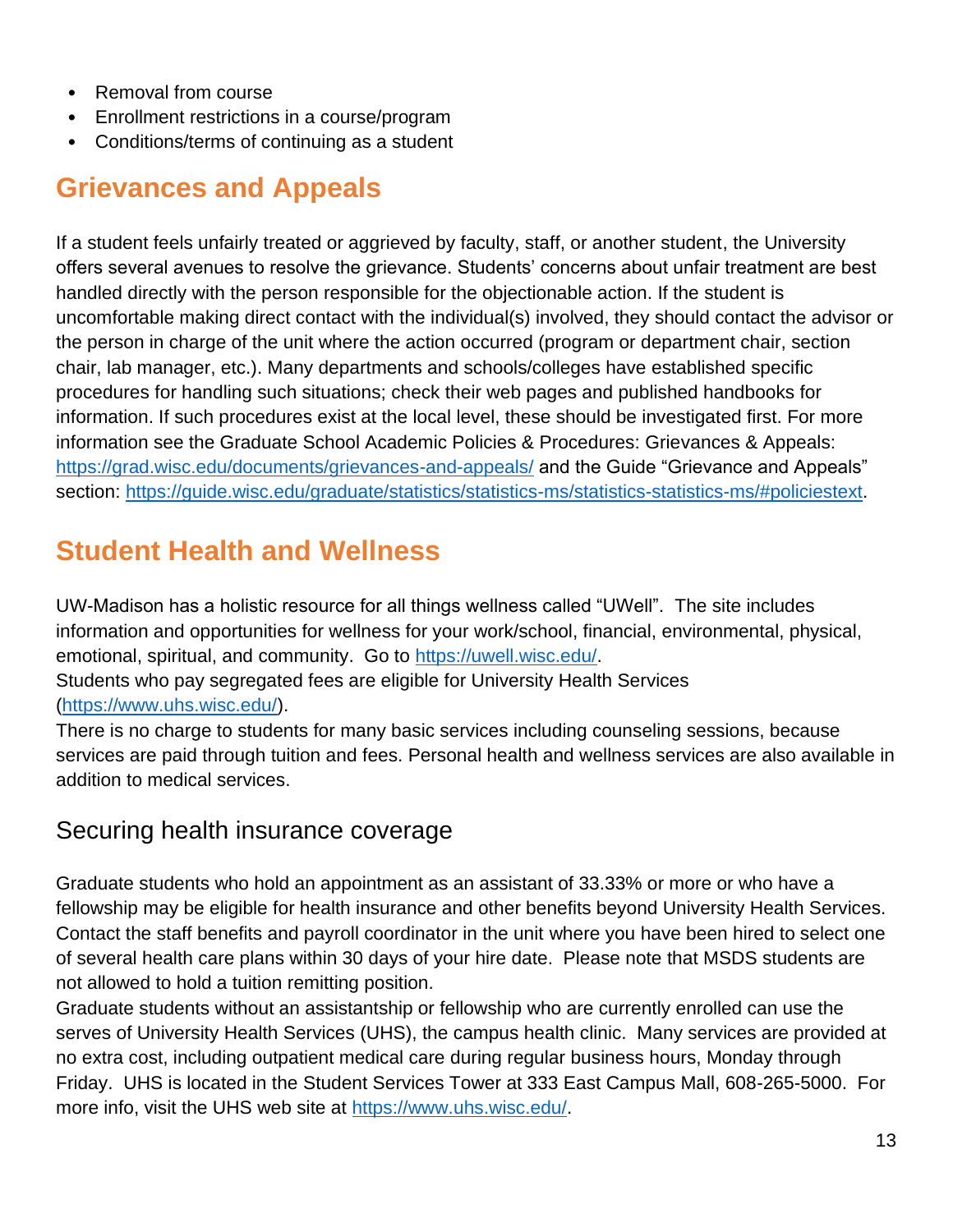- Removal from course
- Enrollment restrictions in a course/program
- Conditions/terms of continuing as a student

## Grievances and Appeals

If a student feels unfairly treated or aggrieved by faculty, staff, or another student, the University offers several avenues to resolve the grievance. Students' concerns about unfair treatment are best handled directly with the person responsible for the objectionable action. If the student is uncomfortable making direct contact with the individual(s) involved, they should contact the advisor or the person in charge of the unit where the action occurred (program or department chair, section chair, lab manager, etc.). Many departments and schools/colleges have established specific procedures for handling such situations; check their web pages and published handbooks for information. If such procedures exist at the local level, these should be investigated first. For more information see the Graduate School Academic Policies & Procedures: Grievances & Appeals: https://grad.wisc.edu/documents/grievances-and-appeals/ and the Guide "Grievance and Appeals" section: https://guide.wisc.edu/graduate/statistics/statistics-ms/statistics-statistics-ms/#policiestext.

## Student Health and Wellness

UW-Madison has a holistic resource for all things wellness called "UWell". The site includes information and opportunities for wellness for your work/school, financial, environmental, physical, emotional, spiritual, and community. Go to https://uwell.wisc.edu/.
Students who pay segregated fees are eligible for University Health Services (https://www.uhs.wisc.edu/).
There is no charge to students for many basic services including counseling sessions, because services are paid through tuition and fees. Personal health and wellness services are also available in addition to medical services.

### Securing health insurance coverage

Graduate students who hold an appointment as an assistant of 33.33% or more or who have a fellowship may be eligible for health insurance and other benefits beyond University Health Services. Contact the staff benefits and payroll coordinator in the unit where you have been hired to select one of several health care plans within 30 days of your hire date. Please note that MSDS students are not allowed to hold a tuition remitting position.
Graduate students without an assistantship or fellowship who are currently enrolled can use the serves of University Health Services (UHS), the campus health clinic. Many services are provided at no extra cost, including outpatient medical care during regular business hours, Monday through Friday. UHS is located in the Student Services Tower at 333 East Campus Mall, 608-265-5000. For more info, visit the UHS web site at https://www.uhs.wisc.edu/.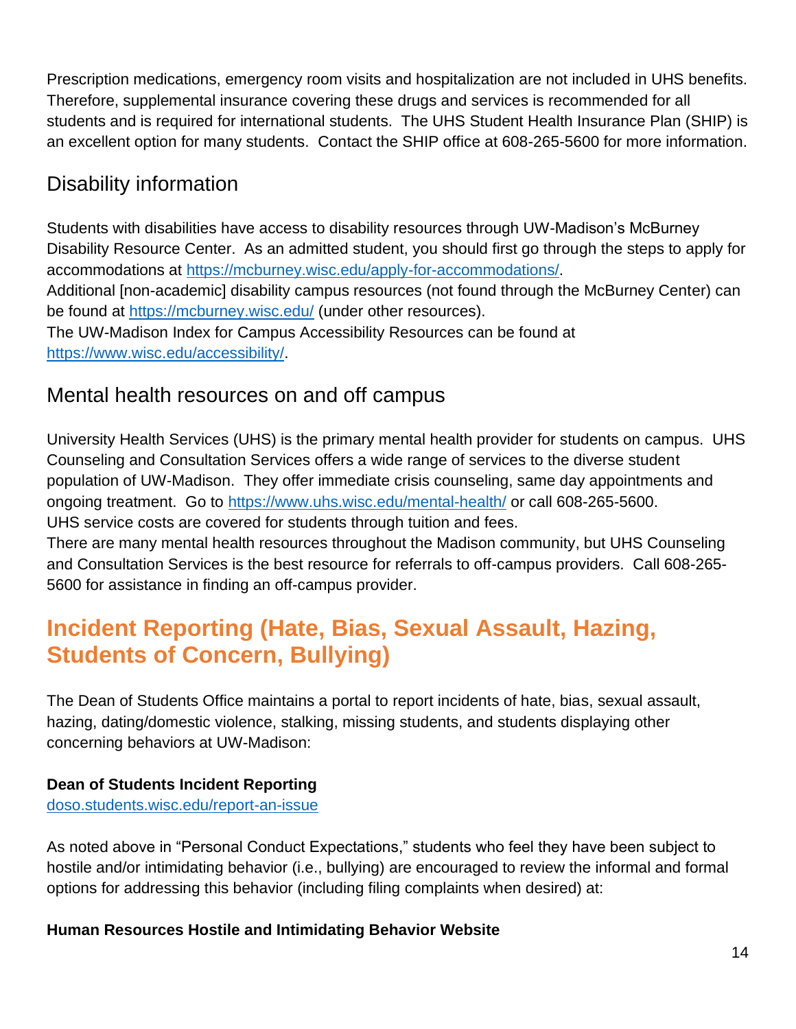Prescription medications, emergency room visits and hospitalization are not included in UHS benefits. Therefore, supplemental insurance covering these drugs and services is recommended for all students and is required for international students. The UHS Student Health Insurance Plan (SHIP) is an excellent option for many students. Contact the SHIP office at 608-265-5600 for more information.

## Disability information

Students with disabilities have access to disability resources through UW-Madison's McBurney Disability Resource Center. As an admitted student, you should first go through the steps to apply for accommodations at [https://mcburney.wisc.edu/apply-for-accommodations/](https://mcburney.wisc.edu/apply-for-accommodations/).
Additional [non-academic] disability campus resources (not found through the McBurney Center) can be found at [https://mcburney.wisc.edu/](https://mcburney.wisc.edu/) (under other resources).
The UW-Madison Index for Campus Accessibility Resources can be found at [https://www.wisc.edu/accessibility/](https://www.wisc.edu/accessibility/).

## Mental health resources on and off campus

University Health Services (UHS) is the primary mental health provider for students on campus. UHS Counseling and Consultation Services offers a wide range of services to the diverse student population of UW-Madison. They offer immediate crisis counseling, same day appointments and ongoing treatment. Go to [https://www.uhs.wisc.edu/mental-health/](https://www.uhs.wisc.edu/mental-health/) or call 608-265-5600.
UHS service costs are covered for students through tuition and fees.
There are many mental health resources throughout the Madison community, but UHS Counseling and Consultation Services is the best resource for referrals to off-campus providers. Call 608-265-5600 for assistance in finding an off-campus provider.

# Incident Reporting (Hate, Bias, Sexual Assault, Hazing, Students of Concern, Bullying)

The Dean of Students Office maintains a portal to report incidents of hate, bias, sexual assault, hazing, dating/domestic violence, stalking, missing students, and students displaying other concerning behaviors at UW-Madison:

**Dean of Students Incident Reporting**
[doso.students.wisc.edu/report-an-issue](https://doso.students.wisc.edu/report-an-issue)

As noted above in "Personal Conduct Expectations," students who feel they have been subject to hostile and/or intimidating behavior (i.e., bullying) are encouraged to review the informal and formal options for addressing this behavior (including filing complaints when desired) at:

**Human Resources Hostile and Intimidating Behavior Website**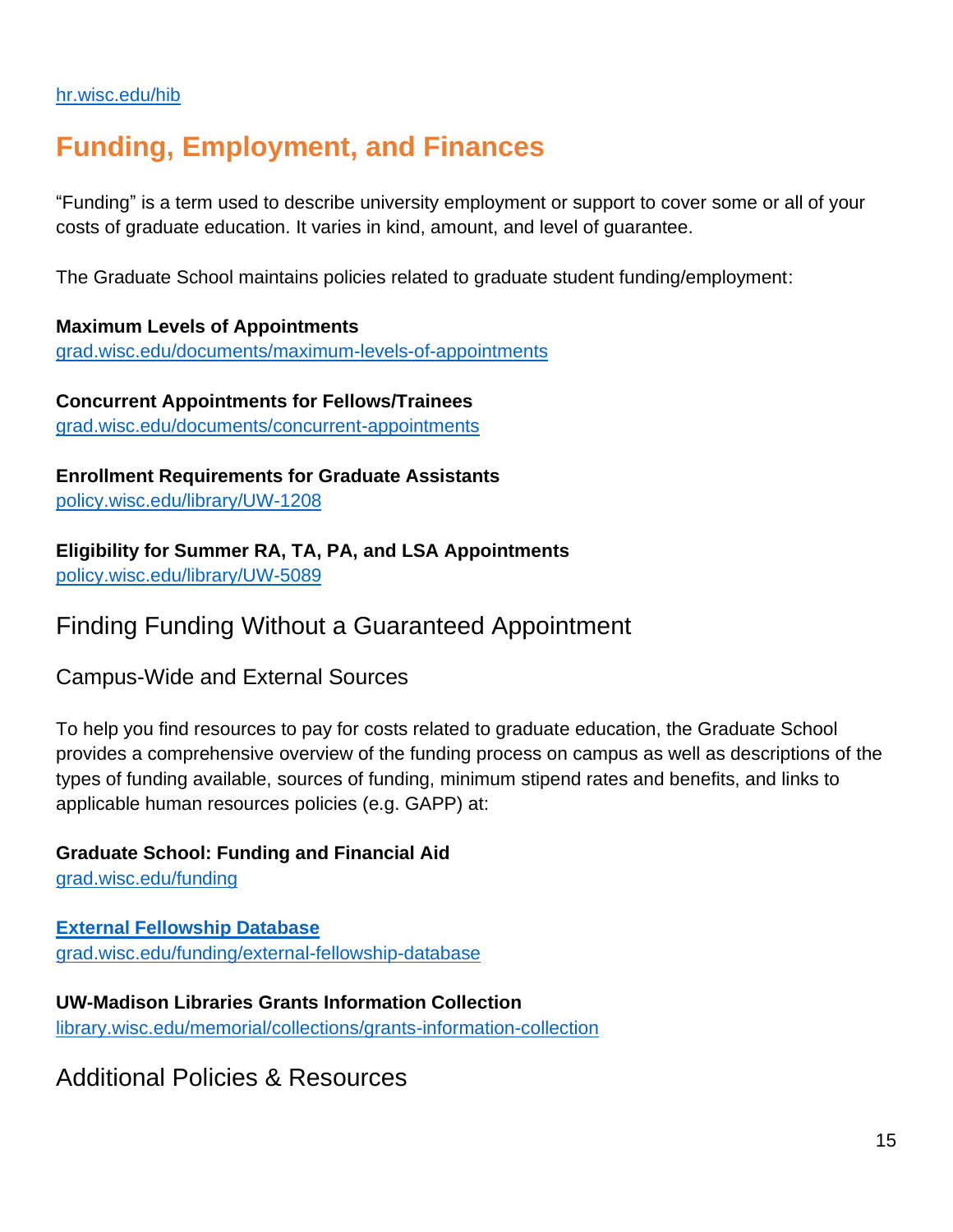hr.wisc.edu/hib

# Funding, Employment, and Finances

"Funding" is a term used to describe university employment or support to cover some or all of your costs of graduate education. It varies in kind, amount, and level of guarantee.

The Graduate School maintains policies related to graduate student funding/employment:

**Maximum Levels of Appointments**
grad.wisc.edu/documents/maximum-levels-of-appointments

**Concurrent Appointments for Fellows/Trainees**
grad.wisc.edu/documents/concurrent-appointments

**Enrollment Requirements for Graduate Assistants**
policy.wisc.edu/library/UW-1208

**Eligibility for Summer RA, TA, PA, and LSA Appointments**
policy.wisc.edu/library/UW-5089

## Finding Funding Without a Guaranteed Appointment

### Campus-Wide and External Sources

To help you find resources to pay for costs related to graduate education, the Graduate School provides a comprehensive overview of the funding process on campus as well as descriptions of the types of funding available, sources of funding, minimum stipend rates and benefits, and links to applicable human resources policies (e.g. GAPP) at:

**Graduate School: Funding and Financial Aid**
grad.wisc.edu/funding

**External Fellowship Database**
grad.wisc.edu/funding/external-fellowship-database

**UW-Madison Libraries Grants Information Collection**
library.wisc.edu/memorial/collections/grants-information-collection

## Additional Policies & Resources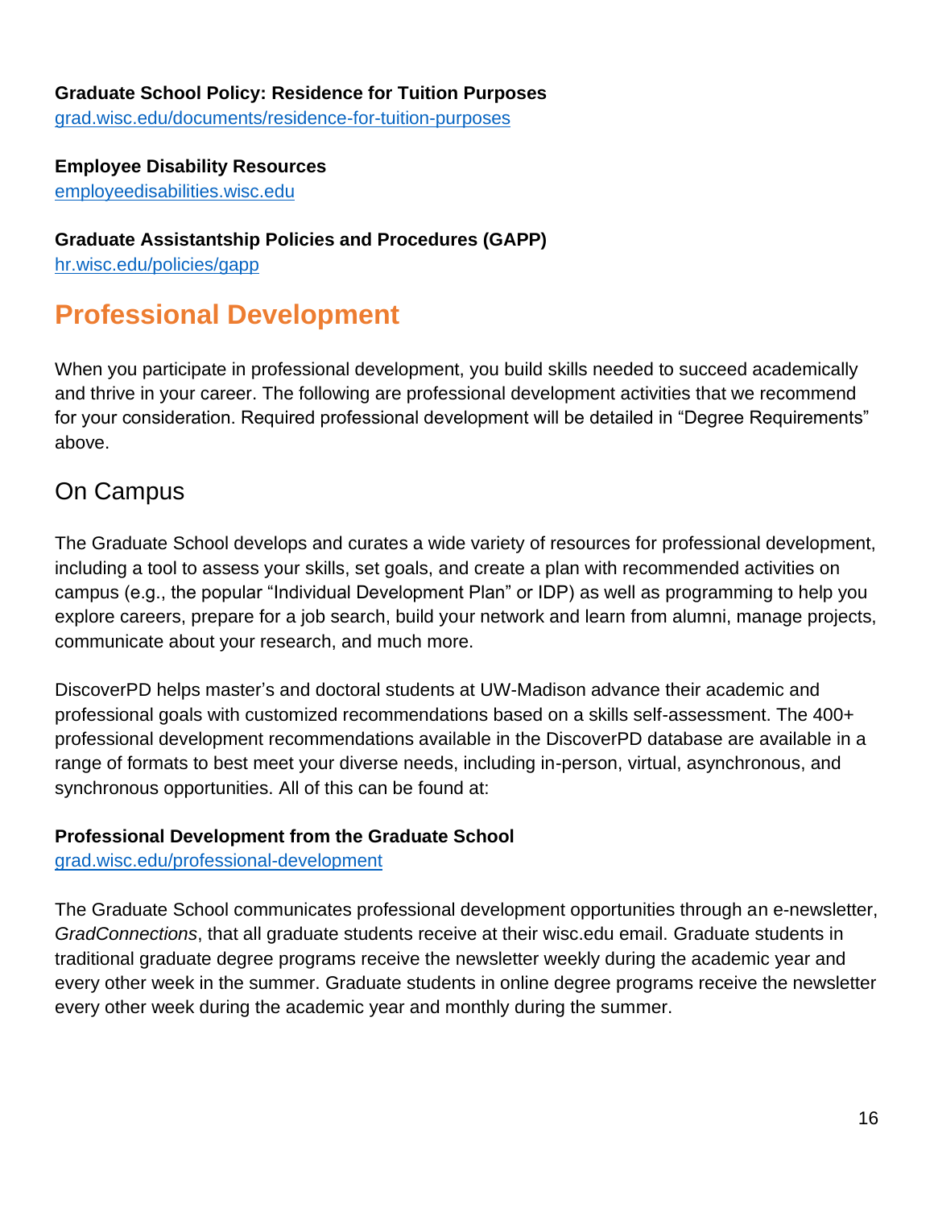**Graduate School Policy: Residence for Tuition Purposes**
[grad.wisc.edu/documents/residence-for-tuition-purposes](https://grad.wisc.edu/documents/residence-for-tuition-purposes)

**Employee Disability Resources**
[employeedisabilities.wisc.edu](https://employeedisabilities.wisc.edu)

**Graduate Assistantship Policies and Procedures (GAPP)**
[hr.wisc.edu/policies/gapp](https://hr.wisc.edu/policies/gapp)

# Professional Development

When you participate in professional development, you build skills needed to succeed academically and thrive in your career. The following are professional development activities that we recommend for your consideration. Required professional development will be detailed in "Degree Requirements" above.

## On Campus

The Graduate School develops and curates a wide variety of resources for professional development, including a tool to assess your skills, set goals, and create a plan with recommended activities on campus (e.g., the popular "Individual Development Plan" or IDP) as well as programming to help you explore careers, prepare for a job search, build your network and learn from alumni, manage projects, communicate about your research, and much more.

DiscoverPD helps master's and doctoral students at UW-Madison advance their academic and professional goals with customized recommendations based on a skills self-assessment. The 400+ professional development recommendations available in the DiscoverPD database are available in a range of formats to best meet your diverse needs, including in-person, virtual, asynchronous, and synchronous opportunities. All of this can be found at:

**Professional Development from the Graduate School**
[grad.wisc.edu/professional-development](https://grad.wisc.edu/professional-development)

The Graduate School communicates professional development opportunities through an e-newsletter, *GradConnections*, that all graduate students receive at their wisc.edu email. Graduate students in traditional graduate degree programs receive the newsletter weekly during the academic year and every other week in the summer. Graduate students in online degree programs receive the newsletter every other week during the academic year and monthly during the summer.